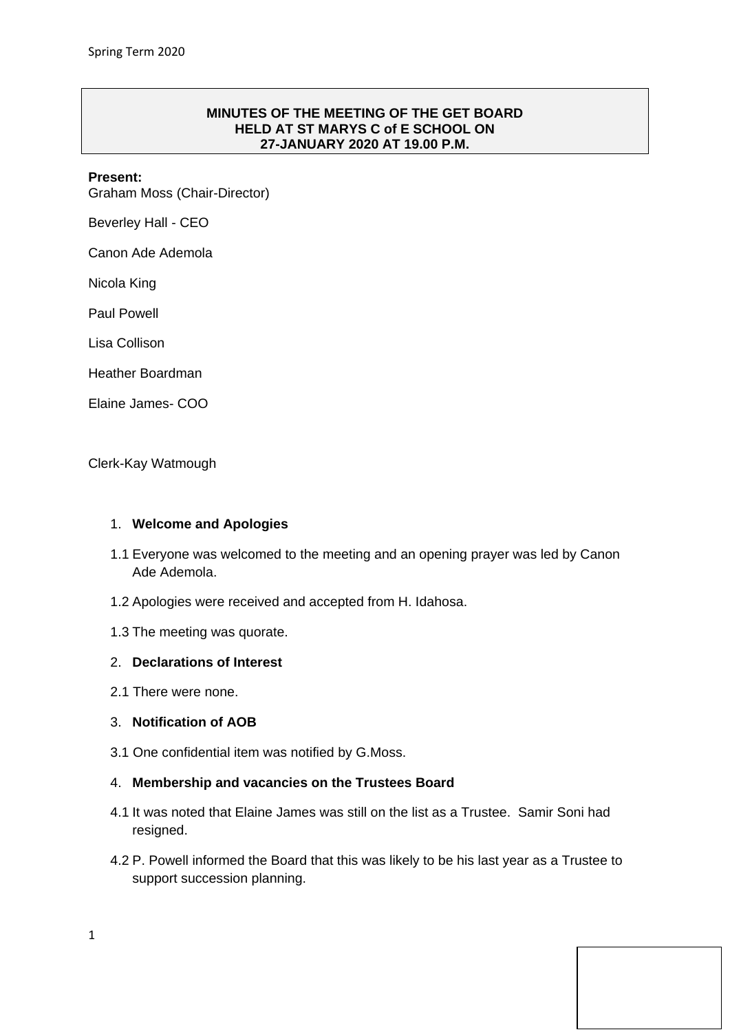**MINUTES OF THE MEETING OF THE GET BOARD**
**HELD AT ST MARYS C of E SCHOOL ON**
**27-JANUARY 2020 AT 19.00 P.M.**

**Present:**

Graham Moss (Chair-Director)

Beverley Hall - CEO

Canon Ade Ademola

Nicola King

Paul Powell

Lisa Collison

Heather Boardman

Elaine James- COO

Clerk-Kay Watmough

1. **Welcome and Apologies**

1.1 Everyone was welcomed to the meeting and an opening prayer was led by Canon Ade Ademola.

1.2 Apologies were received and accepted from H. Idahosa.

1.3 The meeting was quorate.

2. **Declarations of Interest**

2.1 There were none.

3. **Notification of AOB**

3.1 One confidential item was notified by G.Moss.

4. **Membership and vacancies on the Trustees Board**

4.1 It was noted that Elaine James was still on the list as a Trustee. Samir Soni had resigned.

4.2 P. Powell informed the Board that this was likely to be his last year as a Trustee to support succession planning.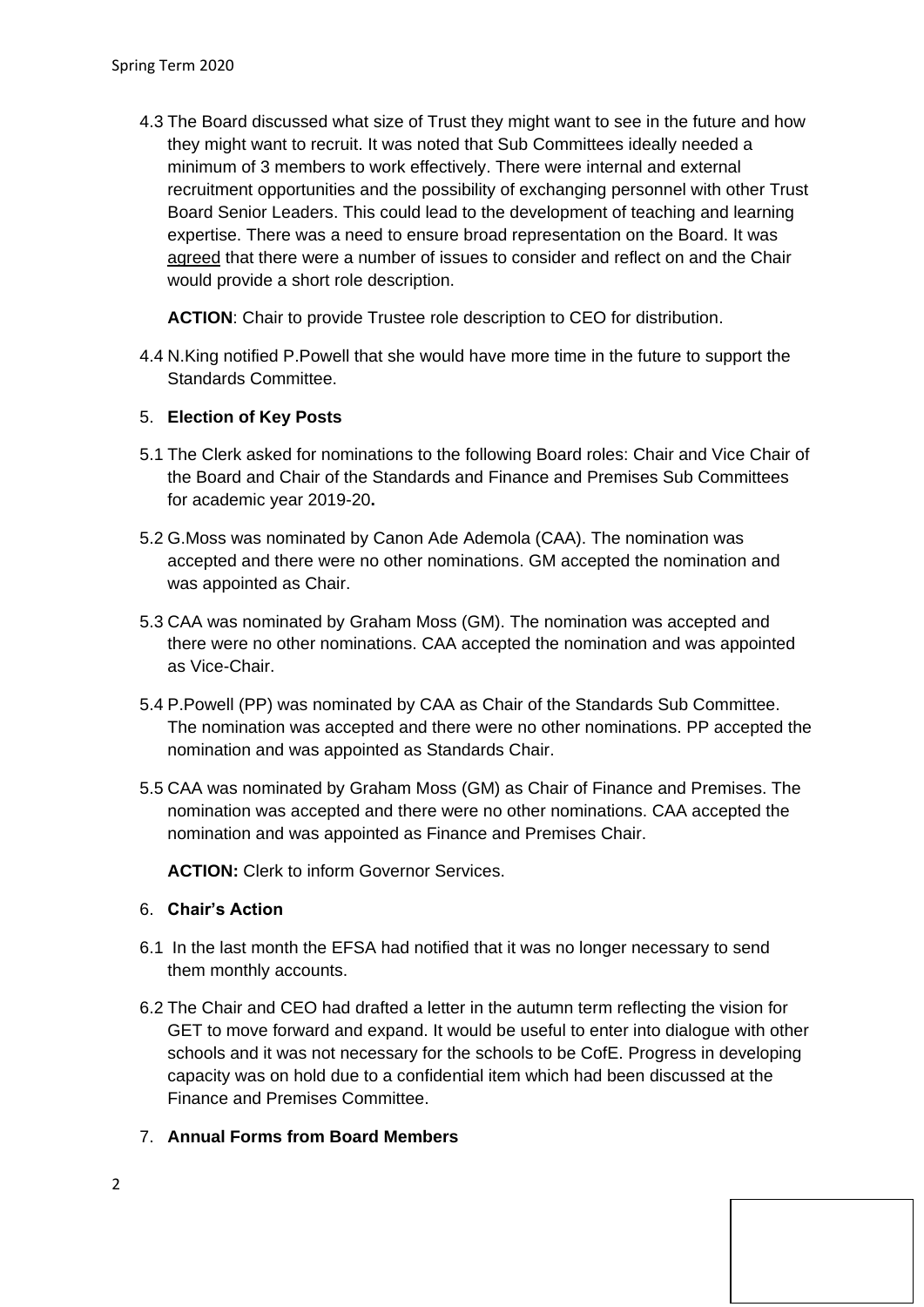4.3 The Board discussed what size of Trust they might want to see in the future and how they might want to recruit. It was noted that Sub Committees ideally needed a minimum of 3 members to work effectively. There were internal and external recruitment opportunities and the possibility of exchanging personnel with other Trust Board Senior Leaders. This could lead to the development of teaching and learning expertise. There was a need to ensure broad representation on the Board. It was agreed that there were a number of issues to consider and reflect on and the Chair would provide a short role description.

**ACTION**: Chair to provide Trustee role description to CEO for distribution.

4.4 N.King notified P.Powell that she would have more time in the future to support the Standards Committee.

5. **Election of Key Posts**

5.1 The Clerk asked for nominations to the following Board roles: Chair and Vice Chair of the Board and Chair of the Standards and Finance and Premises Sub Committees for academic year 2019-20**.**

5.2 G.Moss was nominated by Canon Ade Ademola (CAA). The nomination was accepted and there were no other nominations. GM accepted the nomination and was appointed as Chair.

5.3 CAA was nominated by Graham Moss (GM). The nomination was accepted and there were no other nominations. CAA accepted the nomination and was appointed as Vice-Chair.

5.4 P.Powell (PP) was nominated by CAA as Chair of the Standards Sub Committee. The nomination was accepted and there were no other nominations. PP accepted the nomination and was appointed as Standards Chair.

5.5 CAA was nominated by Graham Moss (GM) as Chair of Finance and Premises. The nomination was accepted and there were no other nominations. CAA accepted the nomination and was appointed as Finance and Premises Chair.

**ACTION:** Clerk to inform Governor Services.

6. **Chair's Action**

6.1 In the last month the EFSA had notified that it was no longer necessary to send them monthly accounts.

6.2 The Chair and CEO had drafted a letter in the autumn term reflecting the vision for GET to move forward and expand. It would be useful to enter into dialogue with other schools and it was not necessary for the schools to be CofE. Progress in developing capacity was on hold due to a confidential item which had been discussed at the Finance and Premises Committee.

7. **Annual Forms from Board Members**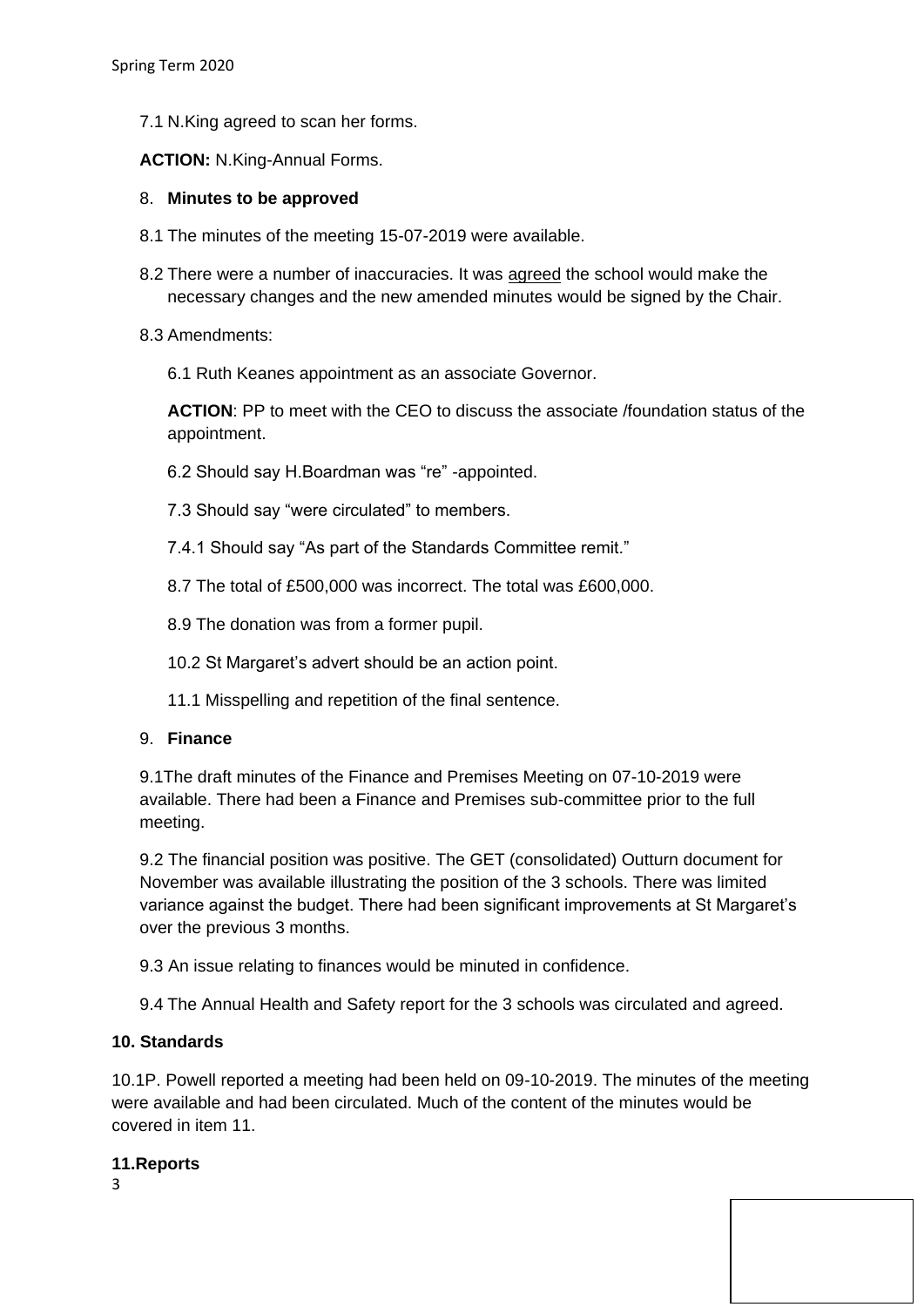7.1 N.King agreed to scan her forms.

**ACTION:** N.King-Annual Forms.

8. **Minutes to be approved**

8.1 The minutes of the meeting 15-07-2019 were available.

8.2 There were a number of inaccuracies. It was agreed the school would make the necessary changes and the new amended minutes would be signed by the Chair.

8.3 Amendments:

6.1 Ruth Keanes appointment as an associate Governor.

**ACTION**: PP to meet with the CEO to discuss the associate /foundation status of the appointment.

6.2 Should say H.Boardman was “re” -appointed.

7.3 Should say “were circulated” to members.

7.4.1 Should say “As part of the Standards Committee remit.”

8.7 The total of £500,000 was incorrect. The total was £600,000.

8.9 The donation was from a former pupil.

10.2 St Margaret’s advert should be an action point.

11.1 Misspelling and repetition of the final sentence.

9. **Finance**

9.1The draft minutes of the Finance and Premises Meeting on 07-10-2019 were available. There had been a Finance and Premises sub-committee prior to the full meeting.

9.2 The financial position was positive. The GET (consolidated) Outturn document for November was available illustrating the position of the 3 schools. There was limited variance against the budget. There had been significant improvements at St Margaret’s over the previous 3 months.

9.3 An issue relating to finances would be minuted in confidence.

9.4 The Annual Health and Safety report for the 3 schools was circulated and agreed.

**10. Standards**

10.1P. Powell reported a meeting had been held on 09-10-2019. The minutes of the meeting were available and had been circulated. Much of the content of the minutes would be covered in item 11.

**11.Reports**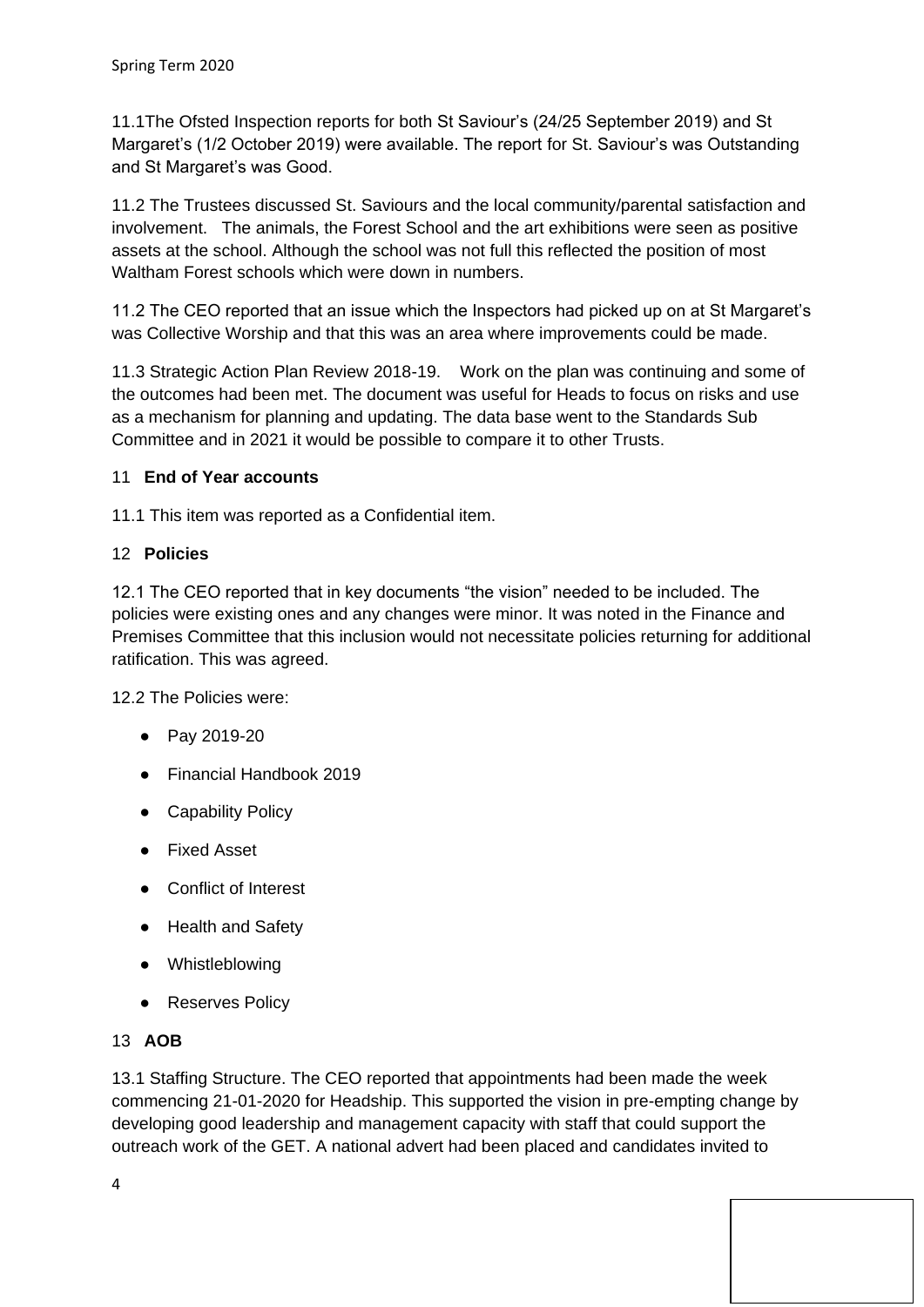11.1The Ofsted Inspection reports for both St Saviour's (24/25 September 2019) and St Margaret's (1/2 October 2019) were available. The report for St. Saviour's was Outstanding and St Margaret's was Good.

11.2 The Trustees discussed St. Saviours and the local community/parental satisfaction and involvement. The animals, the Forest School and the art exhibitions were seen as positive assets at the school. Although the school was not full this reflected the position of most Waltham Forest schools which were down in numbers.

11.2 The CEO reported that an issue which the Inspectors had picked up on at St Margaret's was Collective Worship and that this was an area where improvements could be made.

11.3 Strategic Action Plan Review 2018-19. Work on the plan was continuing and some of the outcomes had been met. The document was useful for Heads to focus on risks and use as a mechanism for planning and updating. The data base went to the Standards Sub Committee and in 2021 it would be possible to compare it to other Trusts.

11 **End of Year accounts**

11.1 This item was reported as a Confidential item.

12 **Policies**

12.1 The CEO reported that in key documents "the vision" needed to be included. The policies were existing ones and any changes were minor. It was noted in the Finance and Premises Committee that this inclusion would not necessitate policies returning for additional ratification. This was agreed.

12.2 The Policies were:

- Pay 2019-20
- Financial Handbook 2019
- Capability Policy
- Fixed Asset
- Conflict of Interest
- Health and Safety
- Whistleblowing
- Reserves Policy

13 **AOB**

13.1 Staffing Structure. The CEO reported that appointments had been made the week commencing 21-01-2020 for Headship. This supported the vision in pre-empting change by developing good leadership and management capacity with staff that could support the outreach work of the GET. A national advert had been placed and candidates invited to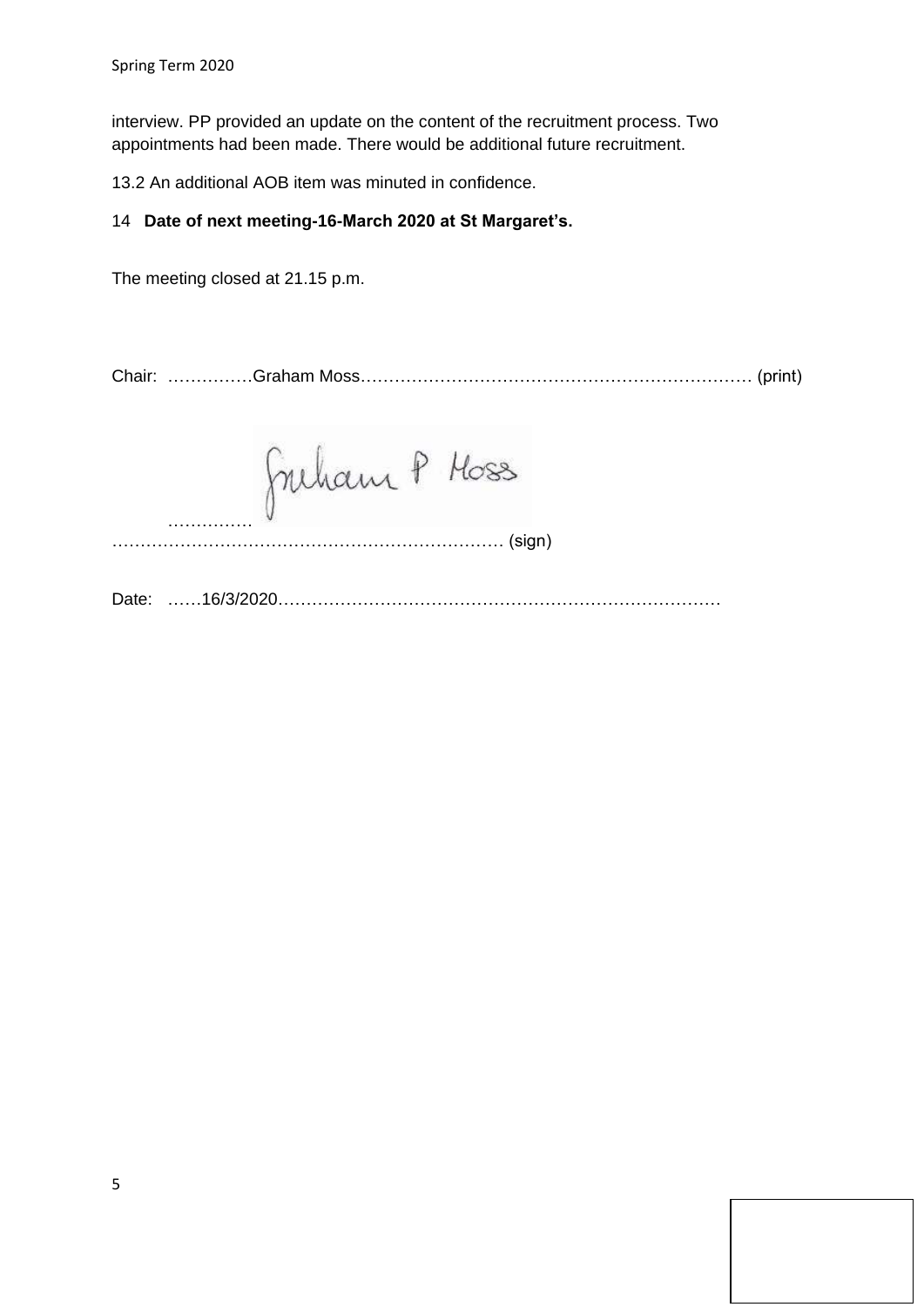interview. PP provided an update on the content of the recruitment process. Two appointments had been made. There would be additional future recruitment.

13.2 An additional AOB item was minuted in confidence.

14 **Date of next meeting-16-March 2020 at St Margaret's.**

The meeting closed at 21.15 p.m.

Chair: ……………Graham Moss…………………………………………………………… (print)

…………… Graham P Moss
…………………………………………………………… (sign)

Date: ……16/3/2020……………………………………………………………………